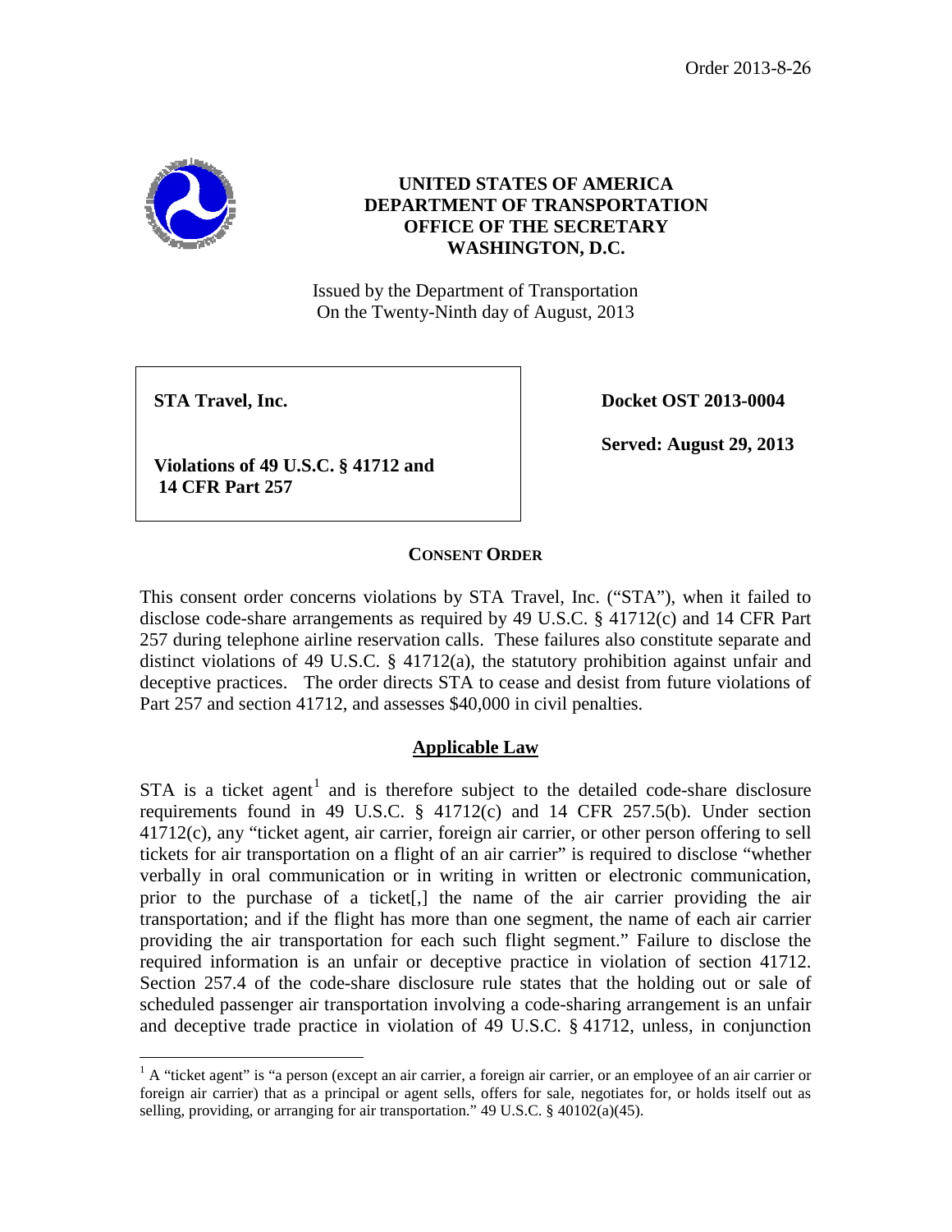Order 2013-8-26

**UNITED STATES OF AMERICA**
**DEPARTMENT OF TRANSPORTATION**
**OFFICE OF THE SECRETARY**
**WASHINGTON, D.C.**

Issued by the Department of Transportation
On the Twenty-Ninth day of August, 2013

| | |
|---|---|
| **STA Travel, Inc.** <br><br> **Violations of 49 U.S.C. § 41712 and 14 CFR Part 257** | **Docket OST 2013-0004** <br><br> **Served: August 29, 2013** |

**CONSENT ORDER**

This consent order concerns violations by STA Travel, Inc. ("STA"), when it failed to disclose code-share arrangements as required by 49 U.S.C. § 41712(c) and 14 CFR Part 257 during telephone airline reservation calls. These failures also constitute separate and distinct violations of 49 U.S.C. § 41712(a), the statutory prohibition against unfair and deceptive practices. The order directs STA to cease and desist from future violations of Part 257 and section 41712, and assesses $40,000 in civil penalties.

## Applicable Law

STA is a ticket agent[1] and is therefore subject to the detailed code-share disclosure requirements found in 49 U.S.C. § 41712(c) and 14 CFR 257.5(b). Under section 41712(c), any "ticket agent, air carrier, foreign air carrier, or other person offering to sell tickets for air transportation on a flight of an air carrier" is required to disclose "whether verbally in oral communication or in writing in written or electronic communication, prior to the purchase of a ticket[,] the name of the air carrier providing the air transportation; and if the flight has more than one segment, the name of each air carrier providing the air transportation for each such flight segment." Failure to disclose the required information is an unfair or deceptive practice in violation of section 41712. Section 257.4 of the code-share disclosure rule states that the holding out or sale of scheduled passenger air transportation involving a code-sharing arrangement is an unfair and deceptive trade practice in violation of 49 U.S.C. § 41712, unless, in conjunction

[1] A "ticket agent" is "a person (except an air carrier, a foreign air carrier, or an employee of an air carrier or foreign air carrier) that as a principal or agent sells, offers for sale, negotiates for, or holds itself out as selling, providing, or arranging for air transportation." 49 U.S.C. § 40102(a)(45).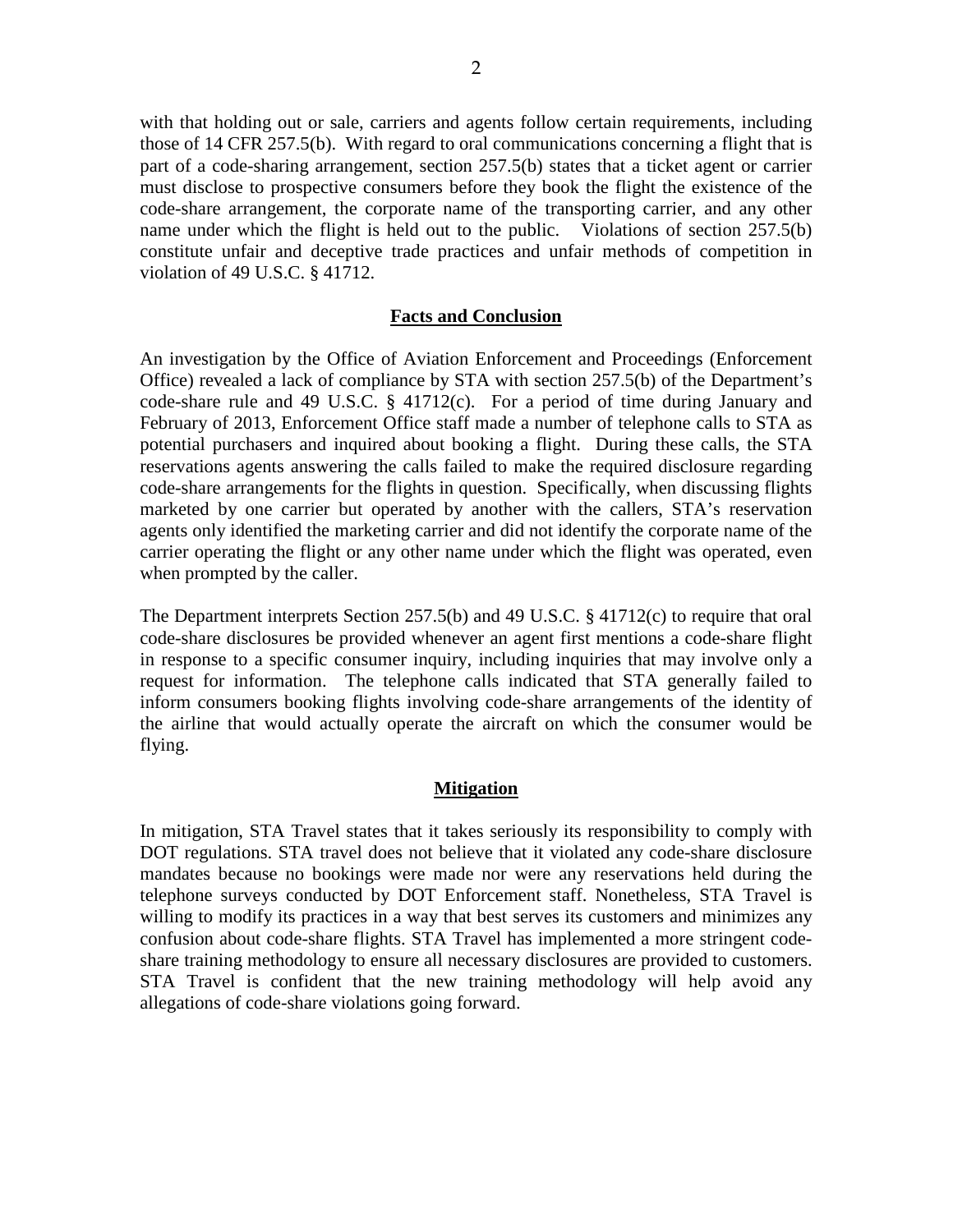with that holding out or sale, carriers and agents follow certain requirements, including those of 14 CFR 257.5(b). With regard to oral communications concerning a flight that is part of a code-sharing arrangement, section 257.5(b) states that a ticket agent or carrier must disclose to prospective consumers before they book the flight the existence of the code-share arrangement, the corporate name of the transporting carrier, and any other name under which the flight is held out to the public. Violations of section 257.5(b) constitute unfair and deceptive trade practices and unfair methods of competition in violation of 49 U.S.C. § 41712.

## Facts and Conclusion

An investigation by the Office of Aviation Enforcement and Proceedings (Enforcement Office) revealed a lack of compliance by STA with section 257.5(b) of the Department's code-share rule and 49 U.S.C. § 41712(c). For a period of time during January and February of 2013, Enforcement Office staff made a number of telephone calls to STA as potential purchasers and inquired about booking a flight. During these calls, the STA reservations agents answering the calls failed to make the required disclosure regarding code-share arrangements for the flights in question. Specifically, when discussing flights marketed by one carrier but operated by another with the callers, STA's reservation agents only identified the marketing carrier and did not identify the corporate name of the carrier operating the flight or any other name under which the flight was operated, even when prompted by the caller.

The Department interprets Section 257.5(b) and 49 U.S.C. § 41712(c) to require that oral code-share disclosures be provided whenever an agent first mentions a code-share flight in response to a specific consumer inquiry, including inquiries that may involve only a request for information. The telephone calls indicated that STA generally failed to inform consumers booking flights involving code-share arrangements of the identity of the airline that would actually operate the aircraft on which the consumer would be flying.

## Mitigation

In mitigation, STA Travel states that it takes seriously its responsibility to comply with DOT regulations. STA travel does not believe that it violated any code-share disclosure mandates because no bookings were made nor were any reservations held during the telephone surveys conducted by DOT Enforcement staff. Nonetheless, STA Travel is willing to modify its practices in a way that best serves its customers and minimizes any confusion about code-share flights. STA Travel has implemented a more stringent code-share training methodology to ensure all necessary disclosures are provided to customers. STA Travel is confident that the new training methodology will help avoid any allegations of code-share violations going forward.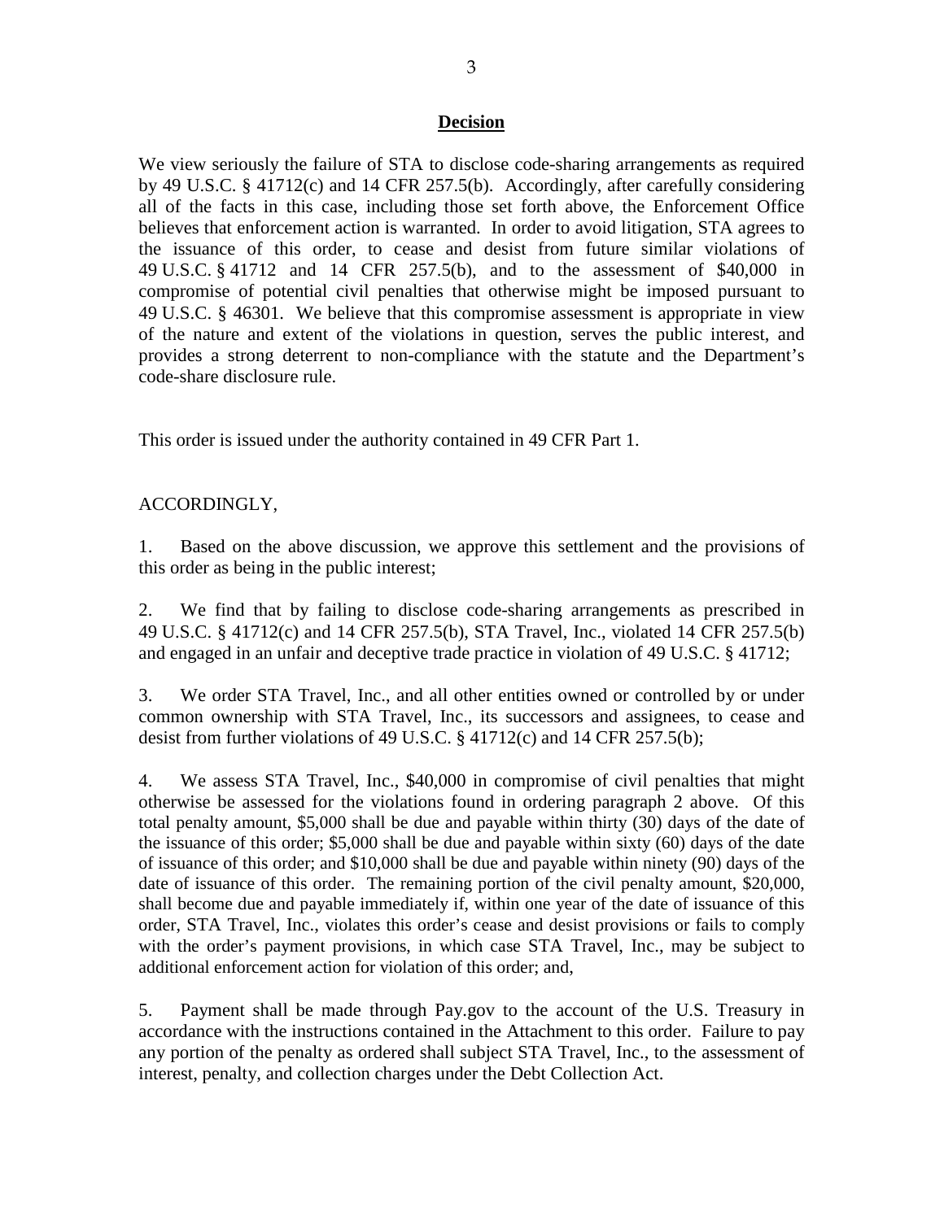## Decision

We view seriously the failure of STA to disclose code-sharing arrangements as required by 49 U.S.C. § 41712(c) and 14 CFR 257.5(b). Accordingly, after carefully considering all of the facts in this case, including those set forth above, the Enforcement Office believes that enforcement action is warranted. In order to avoid litigation, STA agrees to the issuance of this order, to cease and desist from future similar violations of 49 U.S.C. § 41712 and 14 CFR 257.5(b), and to the assessment of $40,000 in compromise of potential civil penalties that otherwise might be imposed pursuant to 49 U.S.C. § 46301. We believe that this compromise assessment is appropriate in view of the nature and extent of the violations in question, serves the public interest, and provides a strong deterrent to non-compliance with the statute and the Department's code-share disclosure rule.

This order is issued under the authority contained in 49 CFR Part 1.

ACCORDINGLY,

1. Based on the above discussion, we approve this settlement and the provisions of this order as being in the public interest;

2. We find that by failing to disclose code-sharing arrangements as prescribed in 49 U.S.C. § 41712(c) and 14 CFR 257.5(b), STA Travel, Inc., violated 14 CFR 257.5(b) and engaged in an unfair and deceptive trade practice in violation of 49 U.S.C. § 41712;

3. We order STA Travel, Inc., and all other entities owned or controlled by or under common ownership with STA Travel, Inc., its successors and assignees, to cease and desist from further violations of 49 U.S.C. § 41712(c) and 14 CFR 257.5(b);

4. We assess STA Travel, Inc., $40,000 in compromise of civil penalties that might otherwise be assessed for the violations found in ordering paragraph 2 above. Of this total penalty amount, $5,000 shall be due and payable within thirty (30) days of the date of the issuance of this order; $5,000 shall be due and payable within sixty (60) days of the date of issuance of this order; and $10,000 shall be due and payable within ninety (90) days of the date of issuance of this order. The remaining portion of the civil penalty amount, $20,000, shall become due and payable immediately if, within one year of the date of issuance of this order, STA Travel, Inc., violates this order's cease and desist provisions or fails to comply with the order's payment provisions, in which case STA Travel, Inc., may be subject to additional enforcement action for violation of this order; and,

5. Payment shall be made through Pay.gov to the account of the U.S. Treasury in accordance with the instructions contained in the Attachment to this order. Failure to pay any portion of the penalty as ordered shall subject STA Travel, Inc., to the assessment of interest, penalty, and collection charges under the Debt Collection Act.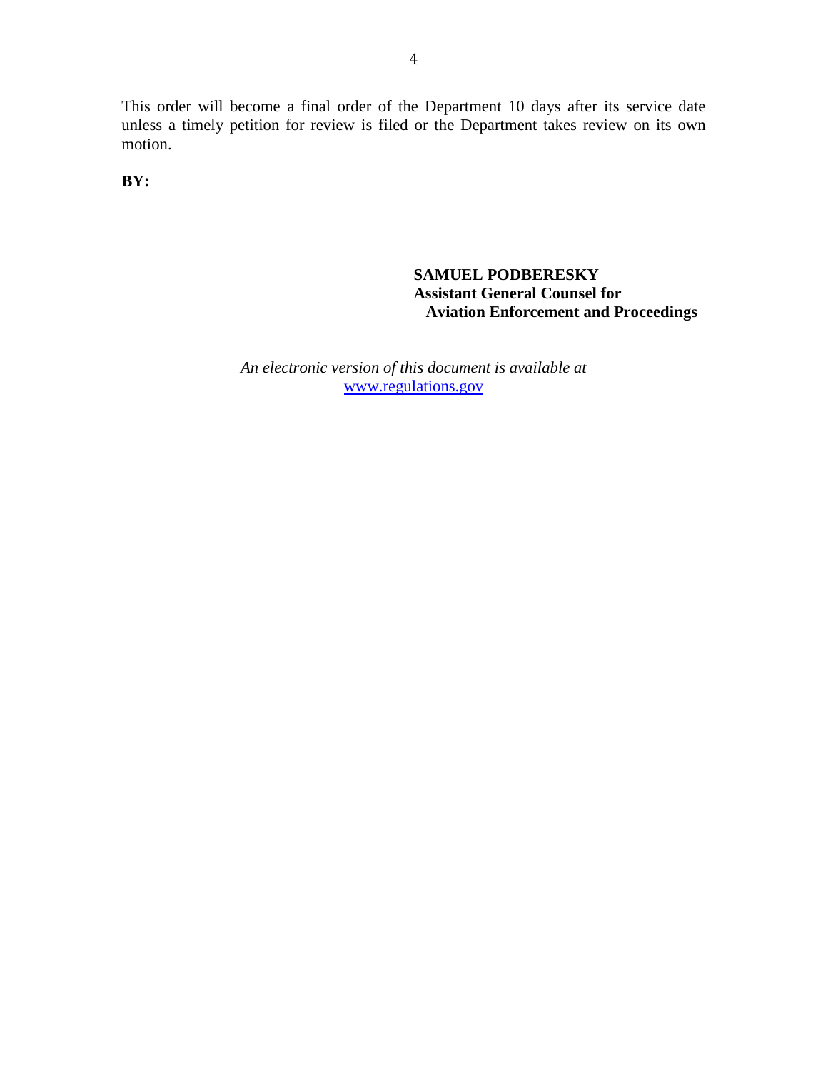This order will become a final order of the Department 10 days after its service date unless a timely petition for review is filed or the Department takes review on its own motion.

**BY:**

**SAMUEL PODBERESKY**
**Assistant General Counsel for**
**Aviation Enforcement and Proceedings**

*An electronic version of this document is available at*
[www.regulations.gov](http://www.regulations.gov)